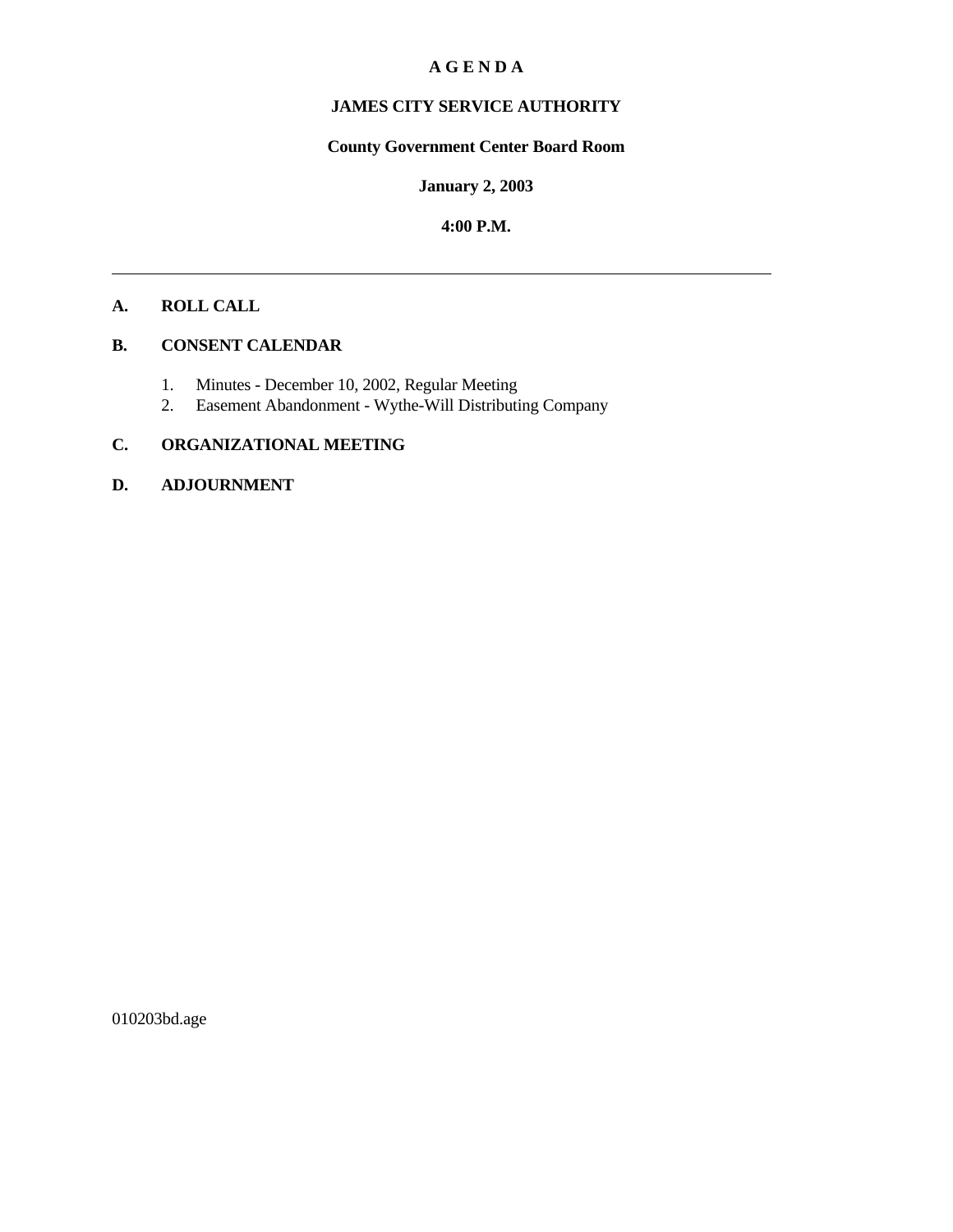# A G E N D A

## JAMES CITY SERVICE AUTHORITY

**County Government Center Board Room**

**January 2, 2003**

**4:00 P.M.**

---

**A. ROLL CALL**

**B. CONSENT CALENDAR**

1. Minutes - December 10, 2002, Regular Meeting
2. Easement Abandonment - Wythe-Will Distributing Company

**C. ORGANIZATIONAL MEETING**

**D. ADJOURNMENT**

010203bd.age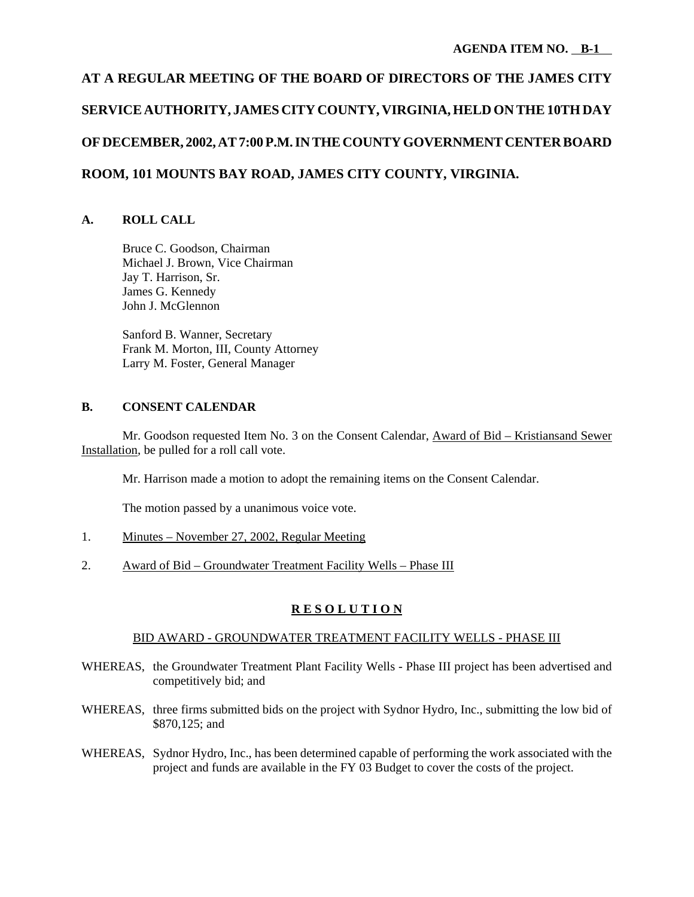**AGENDA ITEM NO. B-1**

# AT A REGULAR MEETING OF THE BOARD OF DIRECTORS OF THE JAMES CITY SERVICE AUTHORITY, JAMES CITY COUNTY, VIRGINIA, HELD ON THE 10TH DAY OF DECEMBER, 2002, AT 7:00 P.M. IN THE COUNTY GOVERNMENT CENTER BOARD ROOM, 101 MOUNTS BAY ROAD, JAMES CITY COUNTY, VIRGINIA.

## A. ROLL CALL

Bruce C. Goodson, Chairman
Michael J. Brown, Vice Chairman
Jay T. Harrison, Sr.
James G. Kennedy
John J. McGlennon

Sanford B. Wanner, Secretary
Frank M. Morton, III, County Attorney
Larry M. Foster, General Manager

## B. CONSENT CALENDAR

Mr. Goodson requested Item No. 3 on the Consent Calendar, Award of Bid – Kristiansand Sewer Installation, be pulled for a roll call vote.

Mr. Harrison made a motion to adopt the remaining items on the Consent Calendar.

The motion passed by a unanimous voice vote.

1. Minutes – November 27, 2002, Regular Meeting

2. Award of Bid – Groundwater Treatment Facility Wells – Phase III

**R E S O L U T I O N**

BID AWARD - GROUNDWATER TREATMENT FACILITY WELLS - PHASE III

WHEREAS, the Groundwater Treatment Plant Facility Wells - Phase III project has been advertised and competitively bid; and

WHEREAS, three firms submitted bids on the project with Sydnor Hydro, Inc., submitting the low bid of $870,125; and

WHEREAS, Sydnor Hydro, Inc., has been determined capable of performing the work associated with the project and funds are available in the FY 03 Budget to cover the costs of the project.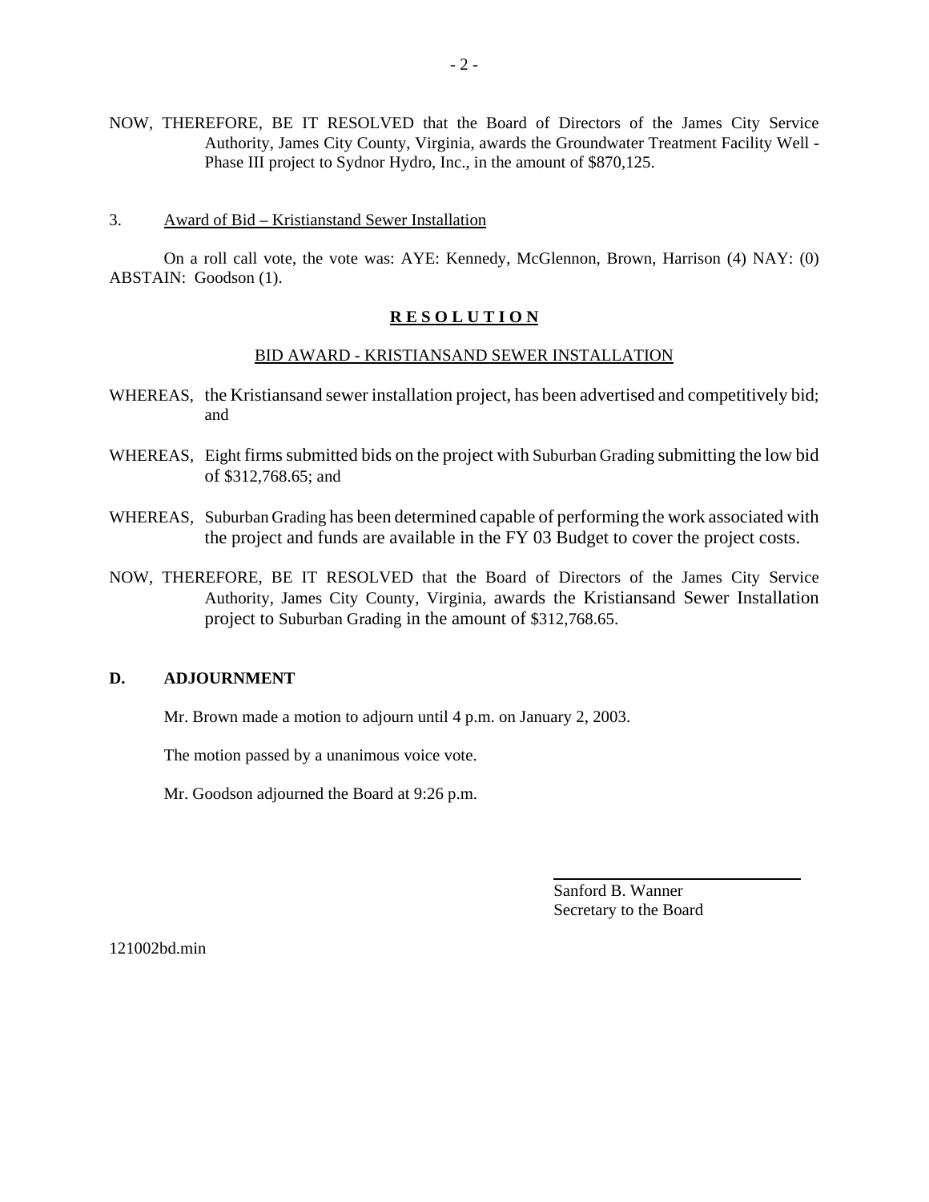NOW, THEREFORE, BE IT RESOLVED that the Board of Directors of the James City Service Authority, James City County, Virginia, awards the Groundwater Treatment Facility Well - Phase III project to Sydnor Hydro, Inc., in the amount of $870,125.

3. Award of Bid – Kristianstand Sewer Installation

On a roll call vote, the vote was: AYE: Kennedy, McGlennon, Brown, Harrison (4) NAY: (0) ABSTAIN: Goodson (1).

**R E S O L U T I O N**

BID AWARD - KRISTIANSAND SEWER INSTALLATION

WHEREAS, the Kristiansand sewer installation project, has been advertised and competitively bid; and

WHEREAS, Eight firms submitted bids on the project with Suburban Grading submitting the low bid of $312,768.65; and

WHEREAS, Suburban Grading has been determined capable of performing the work associated with the project and funds are available in the FY 03 Budget to cover the project costs.

NOW, THEREFORE, BE IT RESOLVED that the Board of Directors of the James City Service Authority, James City County, Virginia, awards the Kristiansand Sewer Installation project to Suburban Grading in the amount of $312,768.65.

**D. ADJOURNMENT**

Mr. Brown made a motion to adjourn until 4 p.m. on January 2, 2003.

The motion passed by a unanimous voice vote.

Mr. Goodson adjourned the Board at 9:26 p.m.

Sanford B. Wanner
Secretary to the Board

121002bd.min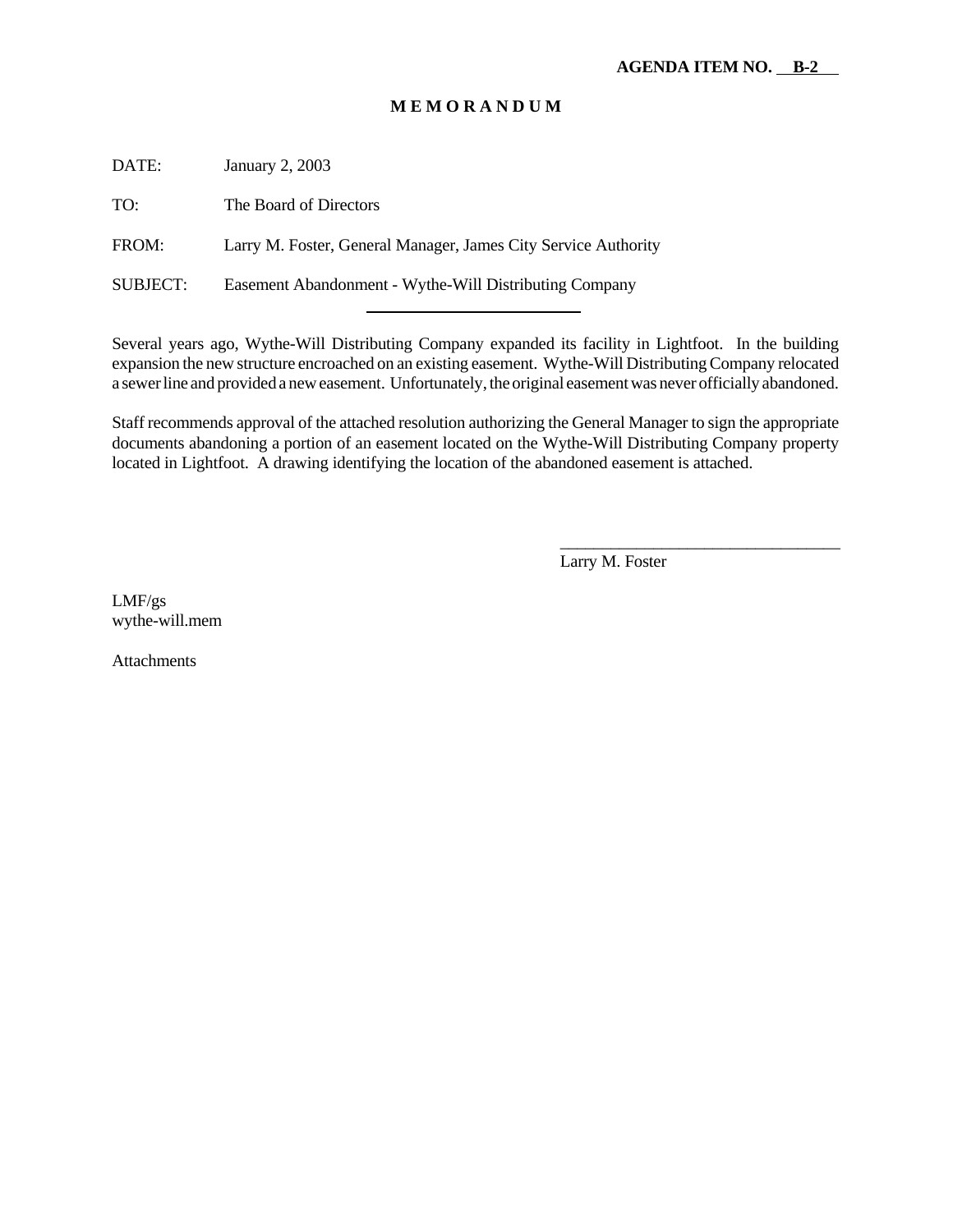**AGENDA ITEM NO. B-2**

# M E M O R A N D U M

DATE: January 2, 2003

TO: The Board of Directors

FROM: Larry M. Foster, General Manager, James City Service Authority

SUBJECT: Easement Abandonment - Wythe-Will Distributing Company

---

Several years ago, Wythe-Will Distributing Company expanded its facility in Lightfoot. In the building expansion the new structure encroached on an existing easement. Wythe-Will Distributing Company relocated a sewer line and provided a new easement. Unfortunately, the original easement was never officially abandoned.

Staff recommends approval of the attached resolution authorizing the General Manager to sign the appropriate documents abandoning a portion of an easement located on the Wythe-Will Distributing Company property located in Lightfoot. A drawing identifying the location of the abandoned easement is attached.

_________________________________
Larry M. Foster

LMF/gs
wythe-will.mem

Attachments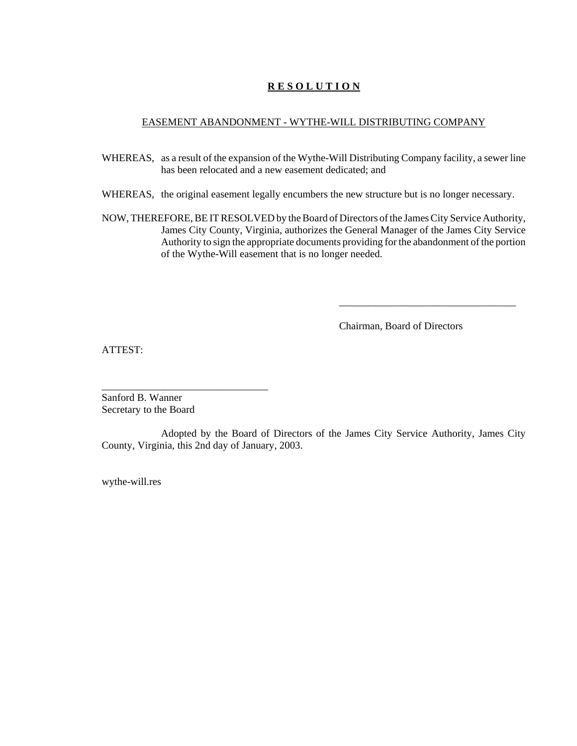# **R E S O L U T I O N**

## EASEMENT ABANDONMENT - WYTHE-WILL DISTRIBUTING COMPANY

WHEREAS, as a result of the expansion of the Wythe-Will Distributing Company facility, a sewer line has been relocated and a new easement dedicated; and

WHEREAS, the original easement legally encumbers the new structure but is no longer necessary.

NOW, THEREFORE, BE IT RESOLVED by the Board of Directors of the James City Service Authority, James City County, Virginia, authorizes the General Manager of the James City Service Authority to sign the appropriate documents providing for the abandonment of the portion of the Wythe-Will easement that is no longer needed.

\_\_\_\_\_\_\_\_\_\_\_\_\_\_\_\_\_\_\_\_\_\_\_\_\_\_\_\_\_\_\_\_\_\_\_\_

Chairman, Board of Directors

ATTEST:

\_\_\_\_\_\_\_\_\_\_\_\_\_\_\_\_\_\_\_\_\_\_\_\_\_\_\_\_\_\_\_\_\_\_

Sanford B. Wanner
Secretary to the Board

Adopted by the Board of Directors of the James City Service Authority, James City County, Virginia, this 2nd day of January, 2003.

wythe-will.res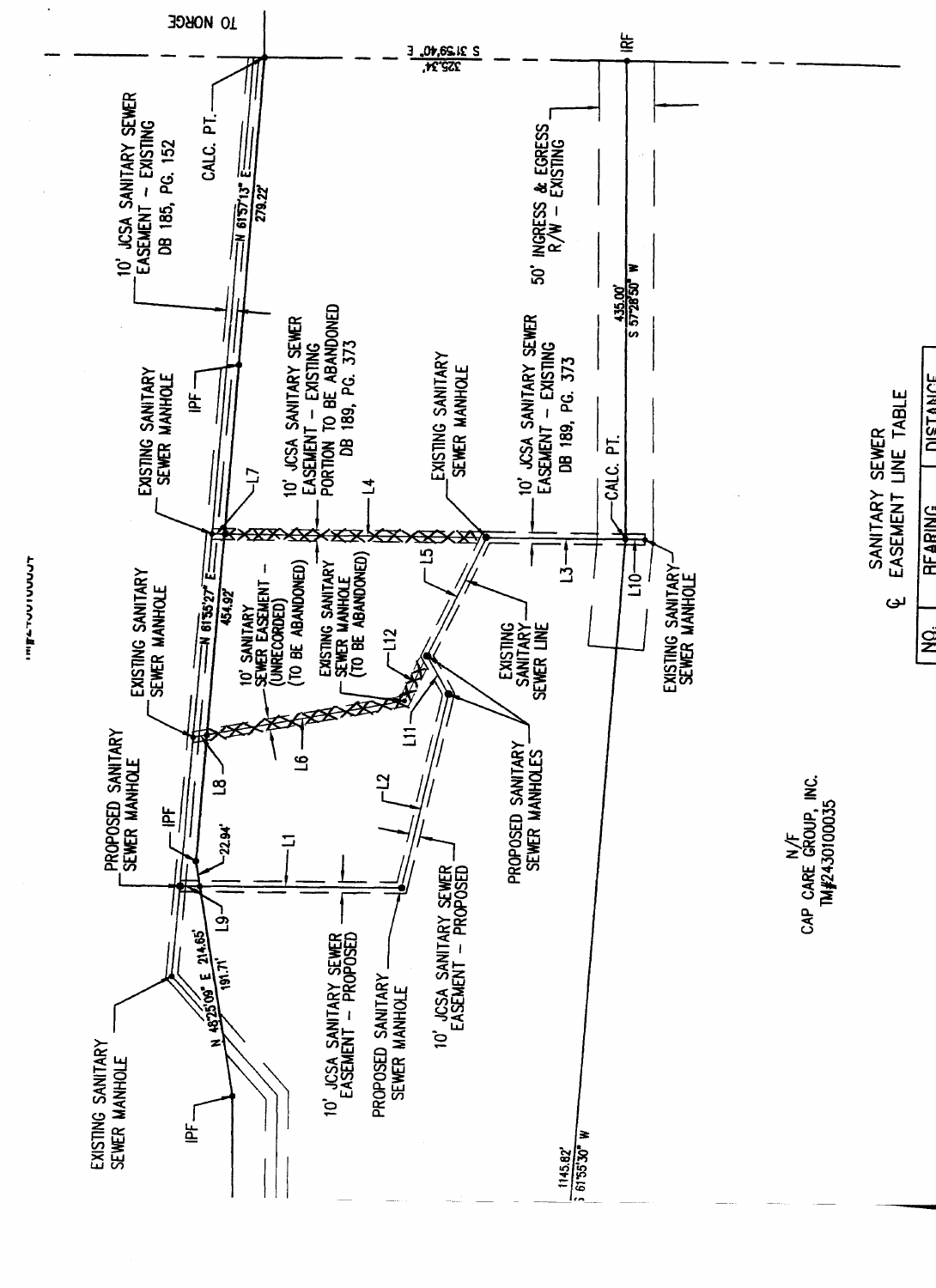TO NORGE

S 31°59'40" E
325.34'

IRF

10' JCSA SANITARY SEWER EASEMENT – EXISTING
DB 185, PG. 152

CALC. PT.

N 61°57'13" E
279.22'

50' INGRESS & EGRESS R/W – EXISTING

EXISTING SANITARY SEWER MANHOLE

IPF

10' JCSA SANITARY SEWER EASEMENT – EXISTING PORTION TO BE ABANDONED
DB 189, PG. 373

L7

L4

EXISTING SANITARY SEWER MANHOLE

10' JCSA SANITARY SEWER EASEMENT – EXISTING
DB 189, PG. 373

435.00'
S 57°28'50" W

CALC. PT.

L3

L10

L5

EXISTING SANITARY SEWER MANHOLE

EXISTING SANITARY SEWER MANHOLE

N 61°55'27" E
454.92'

10' SANITARY SEWER EASEMENT – (UNRECORDED) (TO BE ABANDONED)

EXISTING SANITARY SEWER MANHOLE (TO BE ABANDONED)

L12

EXISTING SANITARY SEWER LINE

L6

L11

L8

PROPOSED SANITARY SEWER MANHOLES

L2

PROPOSED SANITARY SEWER MANHOLE

IPF

22.94'

L1

L9

10' JCSA SANITARY SEWER EASEMENT – PROPOSED

PROPOSED SANITARY SEWER MANHOLE

10' JCSA SANITARY SEWER EASEMENT – PROPOSED

N 48°25'09" E 214.65'
191.71'

EXISTING SANITARY SEWER MANHOLE

IPF

1145.82'
S 61°55'30" W

N/F
CAP CARE GROUP, INC.
TM#2430100035

℄ SANITARY SEWER EASEMENT LINE TABLE

| NO. | BEARING | DISTANCE |
| --- | --- | --- |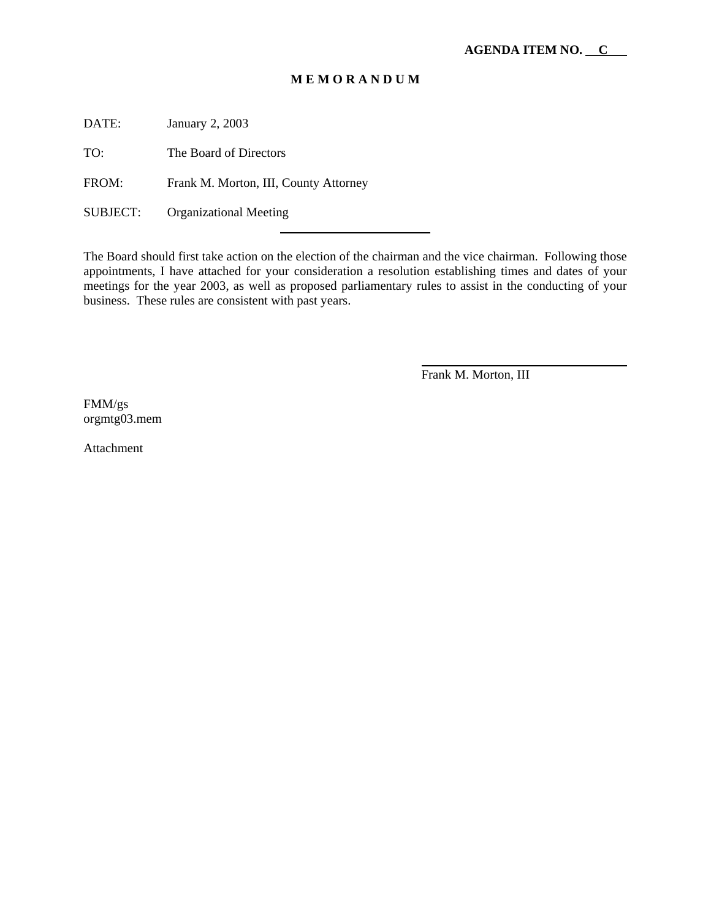**AGENDA ITEM NO. C**

# M E M O R A N D U M

DATE: January 2, 2003

TO: The Board of Directors

FROM: Frank M. Morton, III, County Attorney

SUBJECT: Organizational Meeting

---

The Board should first take action on the election of the chairman and the vice chairman. Following those appointments, I have attached for your consideration a resolution establishing times and dates of your meetings for the year 2003, as well as proposed parliamentary rules to assist in the conducting of your business. These rules are consistent with past years.

Frank M. Morton, III

FMM/gs
orgmtg03.mem

Attachment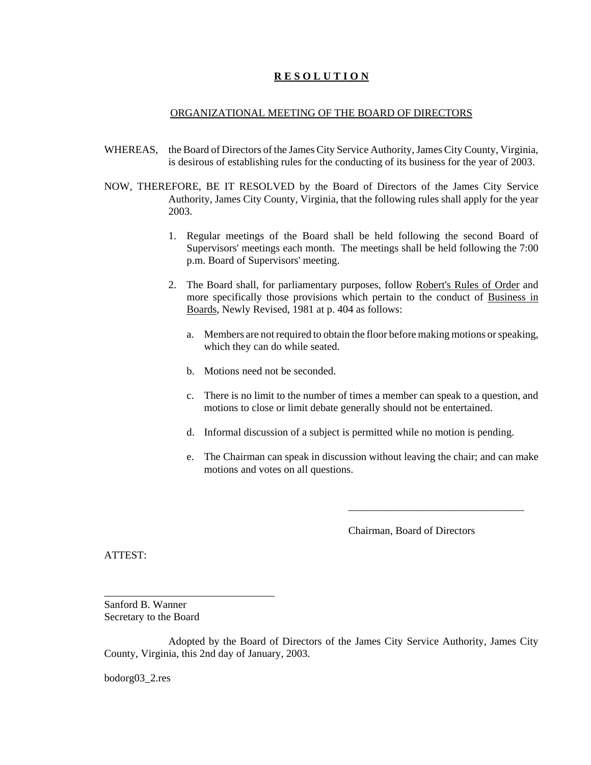# **R E S O L U T I O N**

ORGANIZATIONAL MEETING OF THE BOARD OF DIRECTORS

WHEREAS, the Board of Directors of the James City Service Authority, James City County, Virginia, is desirous of establishing rules for the conducting of its business for the year of 2003.

NOW, THEREFORE, BE IT RESOLVED by the Board of Directors of the James City Service Authority, James City County, Virginia, that the following rules shall apply for the year 2003.

1. Regular meetings of the Board shall be held following the second Board of Supervisors' meetings each month. The meetings shall be held following the 7:00 p.m. Board of Supervisors' meeting.

2. The Board shall, for parliamentary purposes, follow Robert's Rules of Order and more specifically those provisions which pertain to the conduct of Business in Boards, Newly Revised, 1981 at p. 404 as follows:

   a. Members are not required to obtain the floor before making motions or speaking, which they can do while seated.

   b. Motions need not be seconded.

   c. There is no limit to the number of times a member can speak to a question, and motions to close or limit debate generally should not be entertained.

   d. Informal discussion of a subject is permitted while no motion is pending.

   e. The Chairman can speak in discussion without leaving the chair; and can make motions and votes on all questions.

__________________________________

Chairman, Board of Directors

ATTEST:

__________________________________

Sanford B. Wanner
Secretary to the Board

Adopted by the Board of Directors of the James City Service Authority, James City County, Virginia, this 2nd day of January, 2003.

bodorg03_2.res